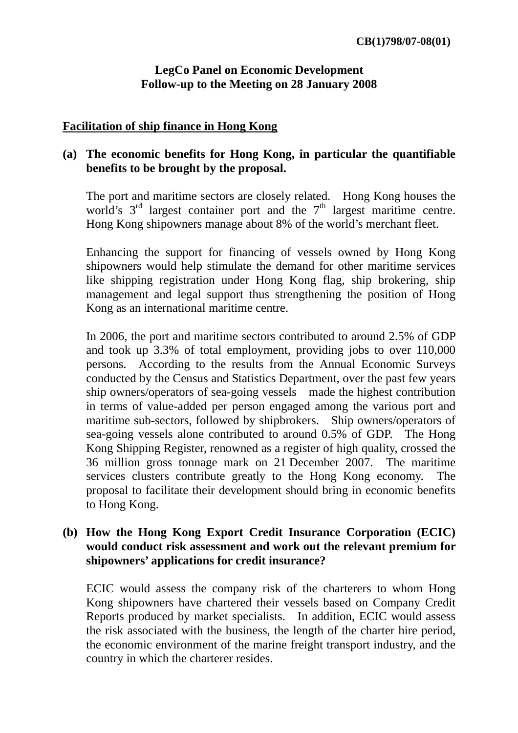**CB(1)798/07-08(01)**

# LegCo Panel on Economic Development
## Follow-up to the Meeting on 28 January 2008

**Facilitation of ship finance in Hong Kong**

**(a) The economic benefits for Hong Kong, in particular the quantifiable benefits to be brought by the proposal.**

The port and maritime sectors are closely related. Hong Kong houses the world's 3rd largest container port and the 7th largest maritime centre. Hong Kong shipowners manage about 8% of the world's merchant fleet.

Enhancing the support for financing of vessels owned by Hong Kong shipowners would help stimulate the demand for other maritime services like shipping registration under Hong Kong flag, ship brokering, ship management and legal support thus strengthening the position of Hong Kong as an international maritime centre.

In 2006, the port and maritime sectors contributed to around 2.5% of GDP and took up 3.3% of total employment, providing jobs to over 110,000 persons. According to the results from the Annual Economic Surveys conducted by the Census and Statistics Department, over the past few years ship owners/operators of sea-going vessels made the highest contribution in terms of value-added per person engaged among the various port and maritime sub-sectors, followed by shipbrokers. Ship owners/operators of sea-going vessels alone contributed to around 0.5% of GDP. The Hong Kong Shipping Register, renowned as a register of high quality, crossed the 36 million gross tonnage mark on 21 December 2007. The maritime services clusters contribute greatly to the Hong Kong economy. The proposal to facilitate their development should bring in economic benefits to Hong Kong.

**(b) How the Hong Kong Export Credit Insurance Corporation (ECIC) would conduct risk assessment and work out the relevant premium for shipowners' applications for credit insurance?**

ECIC would assess the company risk of the charterers to whom Hong Kong shipowners have chartered their vessels based on Company Credit Reports produced by market specialists. In addition, ECIC would assess the risk associated with the business, the length of the charter hire period, the economic environment of the marine freight transport industry, and the country in which the charterer resides.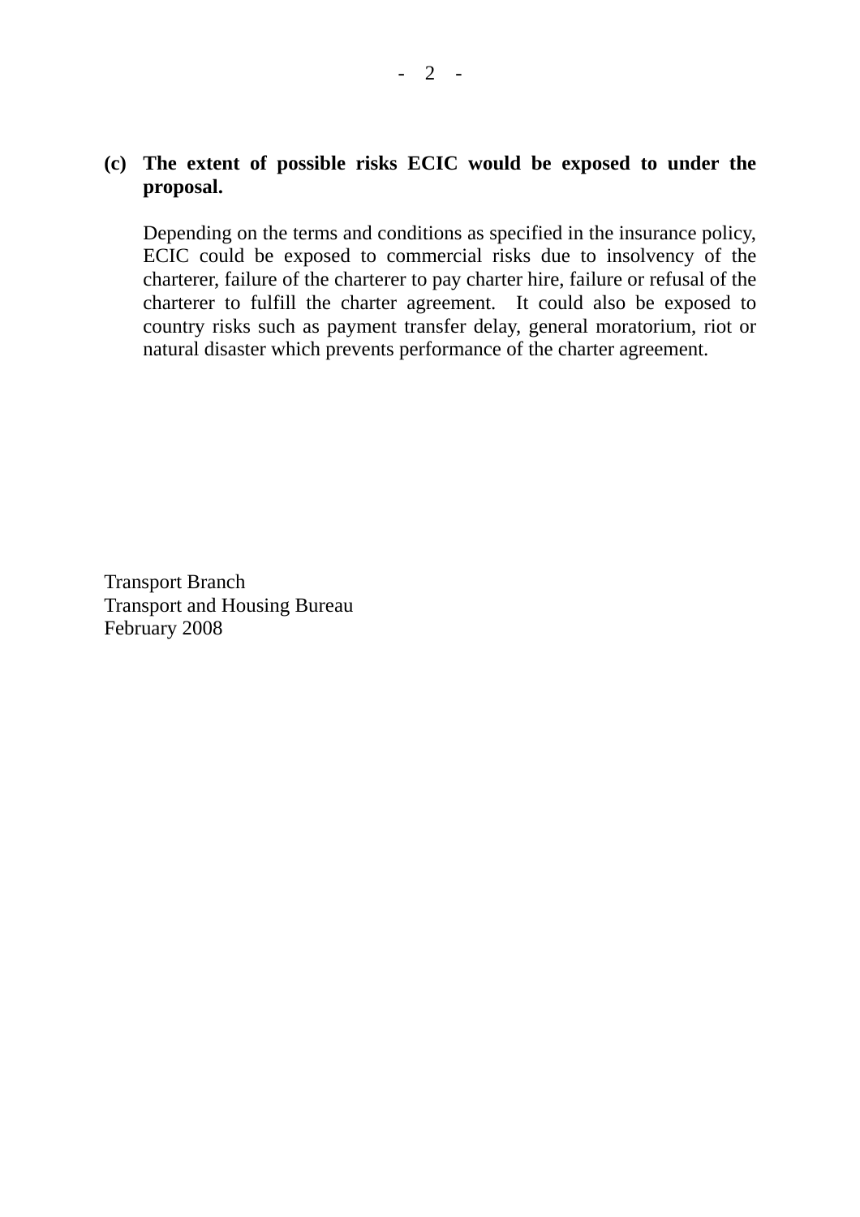**(c) The extent of possible risks ECIC would be exposed to under the proposal.**

Depending on the terms and conditions as specified in the insurance policy, ECIC could be exposed to commercial risks due to insolvency of the charterer, failure of the charterer to pay charter hire, failure or refusal of the charterer to fulfill the charter agreement. It could also be exposed to country risks such as payment transfer delay, general moratorium, riot or natural disaster which prevents performance of the charter agreement.

Transport Branch
Transport and Housing Bureau
February 2008